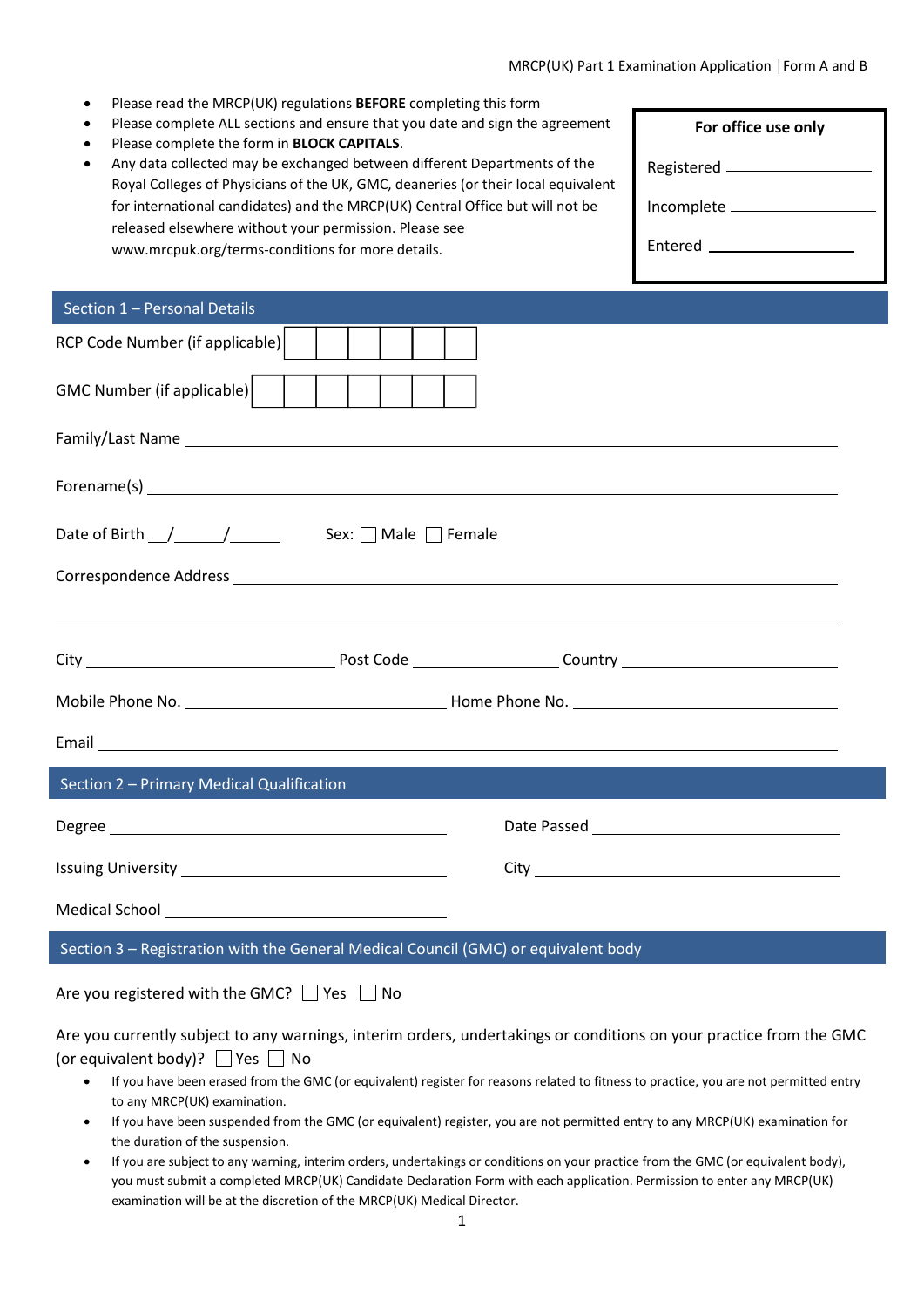- Please read the MRCP(UK) regulations **BEFORE** completing this form
- Please complete ALL sections and ensure that you date and sign the agreement
- Please complete the form in **BLOCK CAPITALS**.
- Any data collected may be exchanged between different Departments of the Royal Colleges of Physicians of the UK, GMC, deaneries (or their local equivalent for international candidates) and the MRCP(UK) Central Office but will not be released elsewhere without your permission. Please see www.mrcpuk.org/terms-conditions for more details.

**For office use only**

Registered \_\_\_\_\_\_\_\_\_\_\_\_\_\_\_\_

Incomplete \_\_\_\_\_\_\_\_\_\_\_\_\_\_\_\_

Entered \_\_\_\_\_\_\_\_\_\_\_\_\_\_\_\_

## Section 1 – Personal Details

RCP Code Number (if applicable) ☐☐☐☐☐☐

GMC Number (if applicable) ☐☐☐☐☐☐☐

Family/Last Name \_\_\_\_\_\_\_\_\_\_\_\_\_\_\_\_\_\_\_\_\_\_\_\_\_\_\_\_\_\_\_\_\_\_\_\_\_\_\_\_

Forename(s) \_\_\_\_\_\_\_\_\_\_\_\_\_\_\_\_\_\_\_\_\_\_\_\_\_\_\_\_\_\_\_\_\_\_\_\_\_\_\_\_

Date of Birth \_\_/\_\_\_\_/\_\_\_\_ Sex: ☐ Male ☐ Female

Correspondence Address \_\_\_\_\_\_\_\_\_\_\_\_\_\_\_\_\_\_\_\_\_\_\_\_\_\_\_\_\_\_\_\_\_\_\_\_\_\_\_\_

\_\_\_\_\_\_\_\_\_\_\_\_\_\_\_\_\_\_\_\_\_\_\_\_\_\_\_\_\_\_\_\_\_\_\_\_\_\_\_\_

City \_\_\_\_\_\_\_\_\_\_\_\_\_\_\_\_ Post Code \_\_\_\_\_\_\_\_\_\_\_\_ Country \_\_\_\_\_\_\_\_\_\_\_\_\_\_\_\_

Mobile Phone No. \_\_\_\_\_\_\_\_\_\_\_\_\_\_\_\_ Home Phone No. \_\_\_\_\_\_\_\_\_\_\_\_\_\_\_\_

Email \_\_\_\_\_\_\_\_\_\_\_\_\_\_\_\_\_\_\_\_\_\_\_\_\_\_\_\_\_\_\_\_\_\_\_\_\_\_\_\_

## Section 2 – Primary Medical Qualification

Degree \_\_\_\_\_\_\_\_\_\_\_\_\_\_\_\_ Date Passed \_\_\_\_\_\_\_\_\_\_\_\_\_\_\_\_

Issuing University \_\_\_\_\_\_\_\_\_\_\_\_\_\_\_\_ City \_\_\_\_\_\_\_\_\_\_\_\_\_\_\_\_

Medical School \_\_\_\_\_\_\_\_\_\_\_\_\_\_\_\_

## Section 3 – Registration with the General Medical Council (GMC) or equivalent body

Are you registered with the GMC? ☐ Yes ☐ No

Are you currently subject to any warnings, interim orders, undertakings or conditions on your practice from the GMC (or equivalent body)? ☐ Yes ☐ No

- If you have been erased from the GMC (or equivalent) register for reasons related to fitness to practice, you are not permitted entry to any MRCP(UK) examination.
- If you have been suspended from the GMC (or equivalent) register, you are not permitted entry to any MRCP(UK) examination for the duration of the suspension.
- If you are subject to any warning, interim orders, undertakings or conditions on your practice from the GMC (or equivalent body), you must submit a completed MRCP(UK) Candidate Declaration Form with each application. Permission to enter any MRCP(UK) examination will be at the discretion of the MRCP(UK) Medical Director.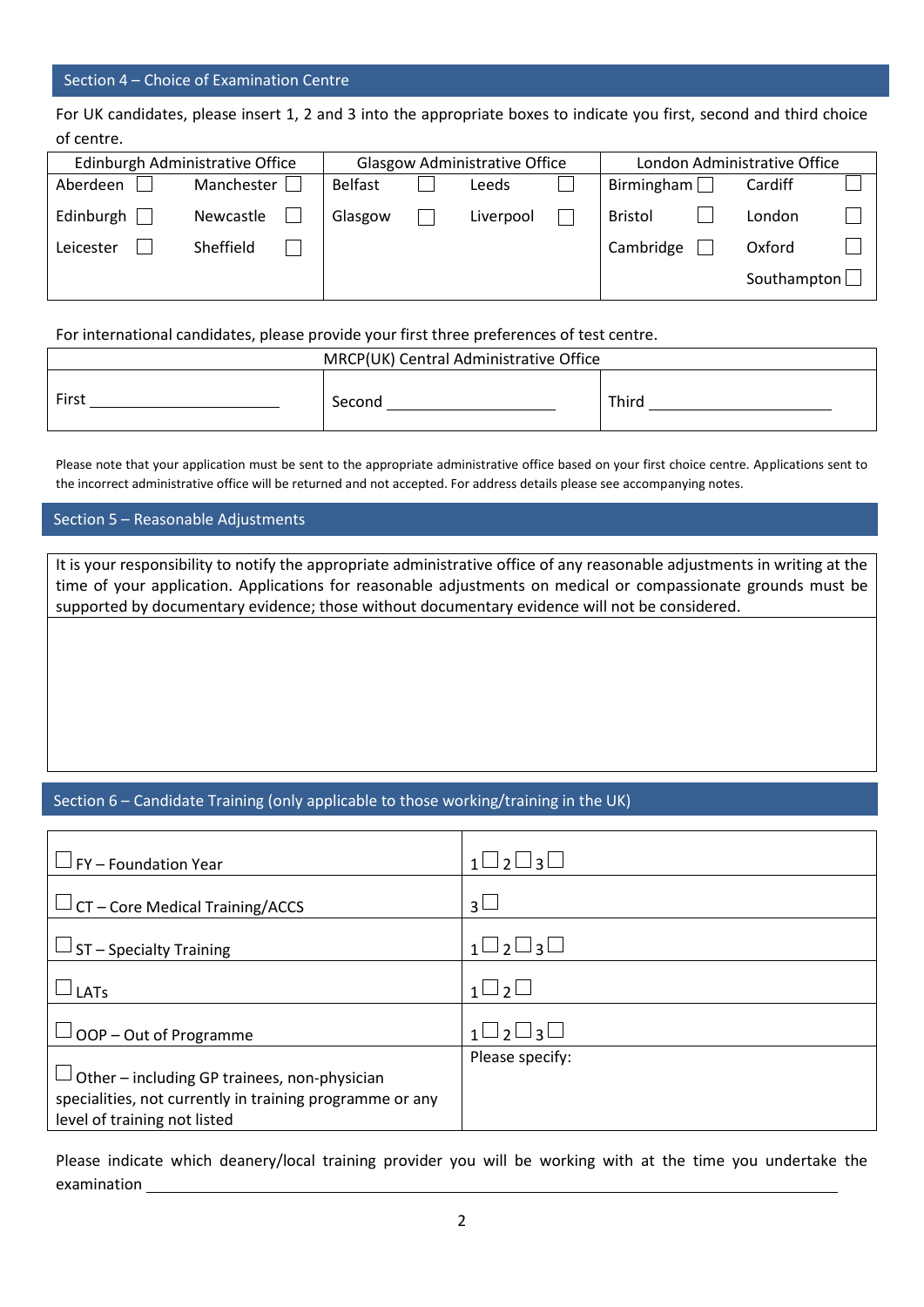## Section 4 – Choice of Examination Centre

For UK candidates, please insert 1, 2 and 3 into the appropriate boxes to indicate you first, second and third choice of centre.

| Edinburgh Administrative Office | | Glasgow Administrative Office | | London Administrative Office | |
|---|---|---|---|---|---|
| Aberdeen ☐ | Manchester ☐ | Belfast ☐ | Leeds ☐ | Birmingham ☐ | Cardiff ☐ |
| Edinburgh ☐ | Newcastle ☐ | Glasgow ☐ | Liverpool ☐ | Bristol ☐ | London ☐ |
| Leicester ☐ | Sheffield ☐ | | | Cambridge ☐ | Oxford ☐ |
| | | | | | Southampton ☐ |

For international candidates, please provide your first three preferences of test centre.

| MRCP(UK) Central Administrative Office | | |
|---|---|---|
| First ____________________ | Second ____________________ | Third ____________________ |

Please note that your application must be sent to the appropriate administrative office based on your first choice centre. Applications sent to the incorrect administrative office will be returned and not accepted. For address details please see accompanying notes.

## Section 5 – Reasonable Adjustments

It is your responsibility to notify the appropriate administrative office of any reasonable adjustments in writing at the time of your application. Applications for reasonable adjustments on medical or compassionate grounds must be supported by documentary evidence; those without documentary evidence will not be considered.

## Section 6 – Candidate Training (only applicable to those working/training in the UK)

| | |
|---|---|
| ☐ FY – Foundation Year | 1 ☐ 2 ☐ 3 ☐ |
| ☐ CT – Core Medical Training/ACCS | 3 ☐ |
| ☐ ST – Specialty Training | 1 ☐ 2 ☐ 3 ☐ |
| ☐ LATs | 1 ☐ 2 ☐ |
| ☐ OOP – Out of Programme | 1 ☐ 2 ☐ 3 ☐ |
| ☐ Other – including GP trainees, non-physician specialities, not currently in training programme or any level of training not listed | Please specify: |

Please indicate which deanery/local training provider you will be working with at the time you undertake the examination ____________________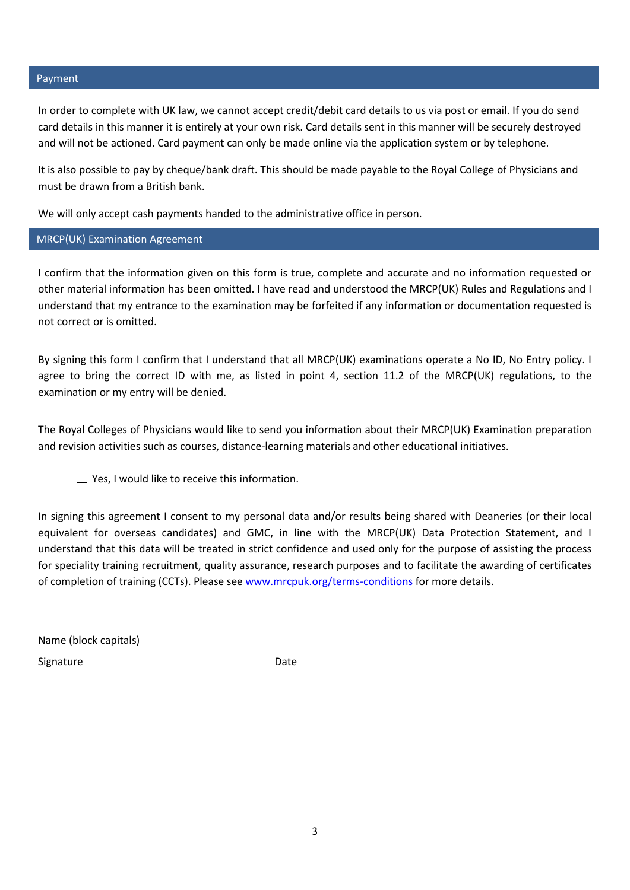## Payment

In order to complete with UK law, we cannot accept credit/debit card details to us via post or email. If you do send card details in this manner it is entirely at your own risk. Card details sent in this manner will be securely destroyed and will not be actioned. Card payment can only be made online via the application system or by telephone.

It is also possible to pay by cheque/bank draft. This should be made payable to the Royal College of Physicians and must be drawn from a British bank.

We will only accept cash payments handed to the administrative office in person.

## MRCP(UK) Examination Agreement

I confirm that the information given on this form is true, complete and accurate and no information requested or other material information has been omitted. I have read and understood the MRCP(UK) Rules and Regulations and I understand that my entrance to the examination may be forfeited if any information or documentation requested is not correct or is omitted.

By signing this form I confirm that I understand that all MRCP(UK) examinations operate a No ID, No Entry policy. I agree to bring the correct ID with me, as listed in point 4, section 11.2 of the MRCP(UK) regulations, to the examination or my entry will be denied.

The Royal Colleges of Physicians would like to send you information about their MRCP(UK) Examination preparation and revision activities such as courses, distance-learning materials and other educational initiatives.

☐ Yes, I would like to receive this information.

In signing this agreement I consent to my personal data and/or results being shared with Deaneries (or their local equivalent for overseas candidates) and GMC, in line with the MRCP(UK) Data Protection Statement, and I understand that this data will be treated in strict confidence and used only for the purpose of assisting the process for speciality training recruitment, quality assurance, research purposes and to facilitate the awarding of certificates of completion of training (CCTs). Please see www.mrcpuk.org/terms-conditions for more details.

Name (block capitals) ______________________________________________

Signature ______________________ Date ______________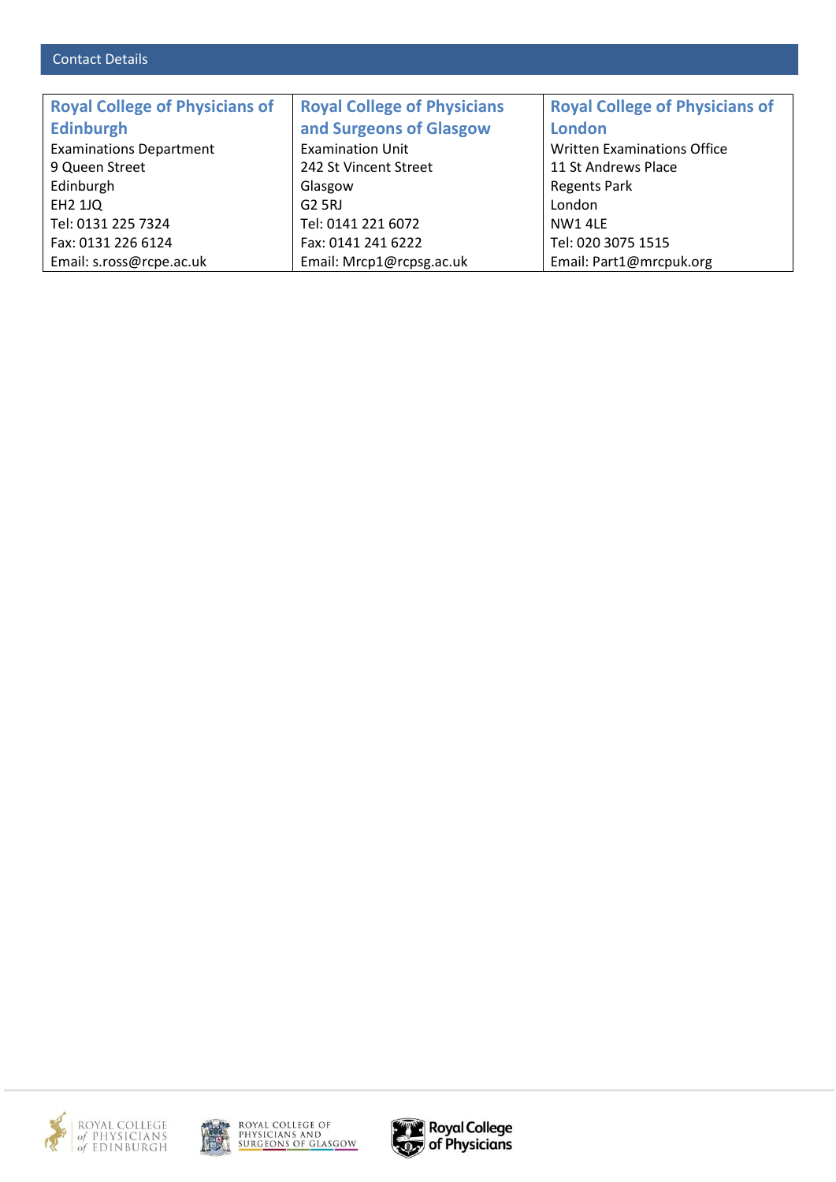## Contact Details

| | | |
|---|---|---|
| **Royal College of Physicians of Edinburgh**<br>Examinations Department<br>9 Queen Street<br>Edinburgh<br>EH2 1JQ<br>Tel: 0131 225 7324<br>Fax: 0131 226 6124<br>Email: s.ross@rcpe.ac.uk | **Royal College of Physicians and Surgeons of Glasgow**<br>Examination Unit<br>242 St Vincent Street<br>Glasgow<br>G2 5RJ<br>Tel: 0141 221 6072<br>Fax: 0141 241 6222<br>Email: Mrcp1@rcpsg.ac.uk | **Royal College of Physicians of London**<br>Written Examinations Office<br>11 St Andrews Place<br>Regents Park<br>London<br>NW1 4LE<br>Tel: 020 3075 1515<br>Email: Part1@mrcpuk.org |